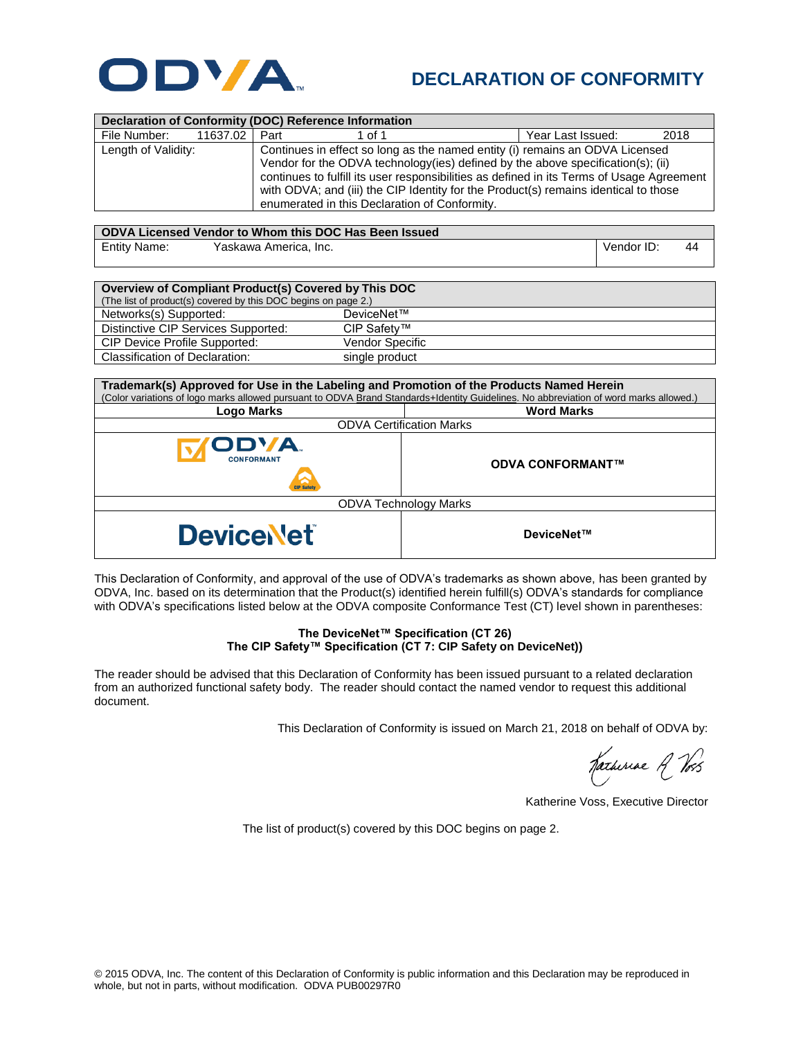# DECLARATION OF CONFORMITY

| Declaration of Conformity (DOC) Reference Information | | | |
|---|---|---|---|
| File Number: 11637.02 | Part 1 of 1 | | Year Last Issued: 2018 |
| Length of Validity: | Continues in effect so long as the named entity (i) remains an ODVA Licensed Vendor for the ODVA technology(ies) defined by the above specification(s); (ii) continues to fulfill its user responsibilities as defined in its Terms of Usage Agreement with ODVA; and (iii) the CIP Identity for the Product(s) remains identical to those enumerated in this Declaration of Conformity. | | |

| ODVA Licensed Vendor to Whom this DOC Has Been Issued | |
|---|---|
| Entity Name: Yaskawa America, Inc. | Vendor ID: 44 |

| Overview of Compliant Product(s) Covered by This DOC (The list of product(s) covered by this DOC begins on page 2.) | |
|---|---|
| Networks(s) Supported: | DeviceNet™ |
| Distinctive CIP Services Supported: | CIP Safety™ |
| CIP Device Profile Supported: | Vendor Specific |
| Classification of Declaration: | single product |

**Trademark(s) Approved for Use in the Labeling and Promotion of the Products Named Herein**
(Color variations of logo marks allowed pursuant to ODVA Brand Standards+Identity Guidelines. No abbreviation of word marks allowed.)

| Logo Marks | Word Marks |
|---|---|
| ODVA Certification Marks | |
| ODVA CONFORMANT (CIP Safety) | **ODVA CONFORMANT™** |
| ODVA Technology Marks | |
| DeviceNet | **DeviceNet™** |

This Declaration of Conformity, and approval of the use of ODVA's trademarks as shown above, has been granted by ODVA, Inc. based on its determination that the Product(s) identified herein fulfill(s) ODVA's standards for compliance with ODVA's specifications listed below at the ODVA composite Conformance Test (CT) level shown in parentheses:

**The DeviceNet™ Specification (CT 26)**
**The CIP Safety™ Specification (CT 7: CIP Safety on DeviceNet))**

The reader should be advised that this Declaration of Conformity has been issued pursuant to a related declaration from an authorized functional safety body. The reader should contact the named vendor to request this additional document.

This Declaration of Conformity is issued on March 21, 2018 on behalf of ODVA by:

Katherine Voss, Executive Director

The list of product(s) covered by this DOC begins on page 2.

© 2015 ODVA, Inc. The content of this Declaration of Conformity is public information and this Declaration may be reproduced in whole, but not in parts, without modification. ODVA PUB00297R0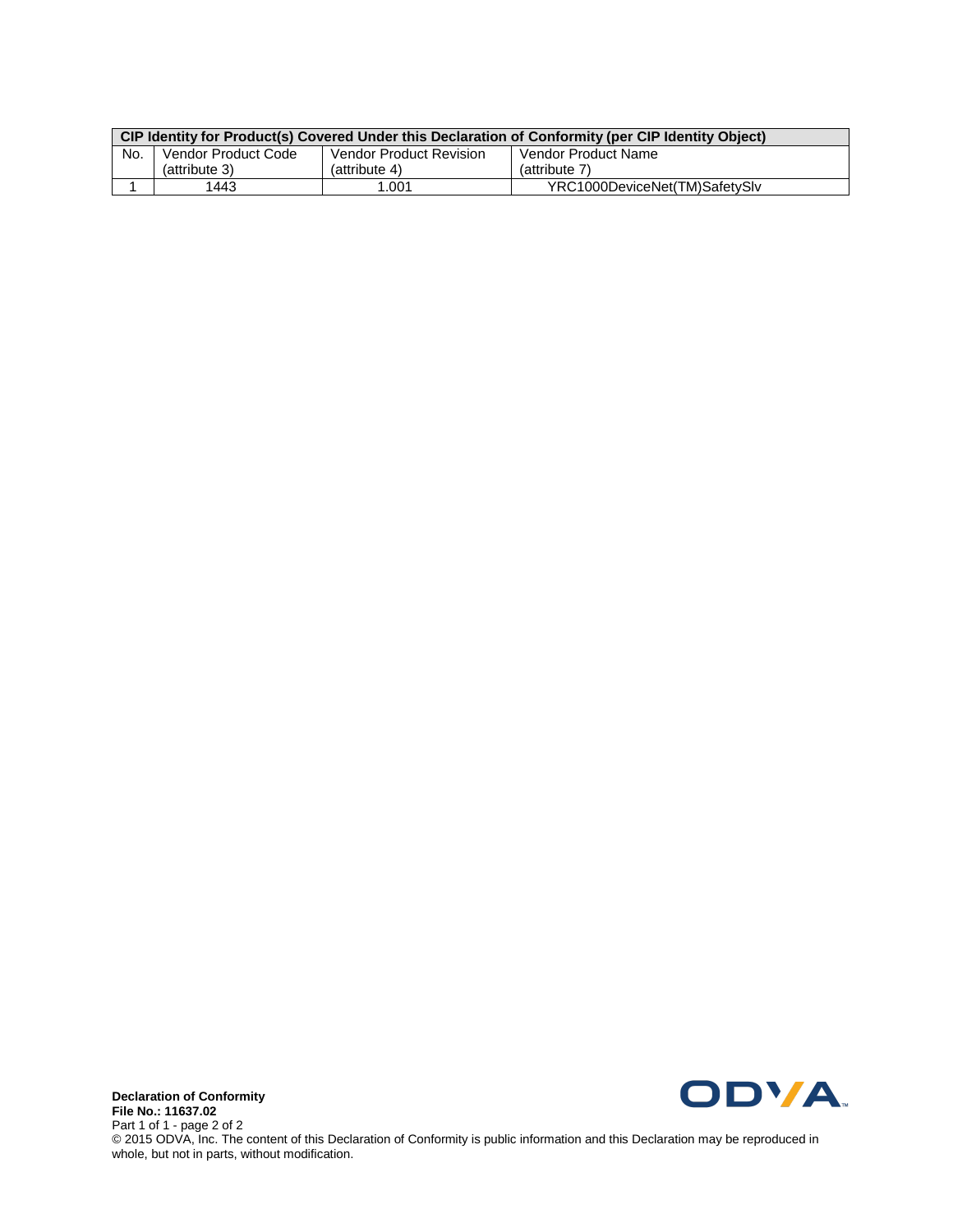| CIP Identity for Product(s) Covered Under this Declaration of Conformity (per CIP Identity Object) | | | |
|---|---|---|---|
| No. | Vendor Product Code (attribute 3) | Vendor Product Revision (attribute 4) | Vendor Product Name (attribute 7) |
| 1 | 1443 | 1.001 | YRC1000DeviceNet(TM)SafetySlv |

**Declaration of Conformity**
**File No.: 11637.02**
Part 1 of 1 - page 2 of 2
© 2015 ODVA, Inc. The content of this Declaration of Conformity is public information and this Declaration may be reproduced in whole, but not in parts, without modification.